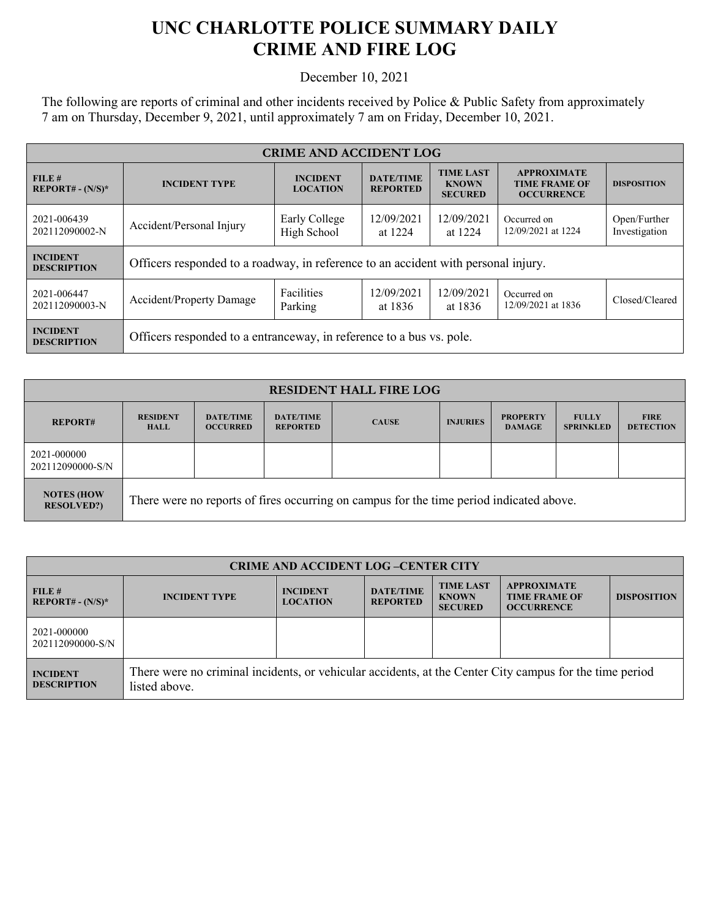# UNC CHARLOTTE POLICE SUMMARY DAILY CRIME AND FIRE LOG

December 10, 2021

The following are reports of criminal and other incidents received by Police & Public Safety from approximately 7 am on Thursday, December 9, 2021, until approximately 7 am on Friday, December 10, 2021.

| CRIME AND ACCIDENT LOG | | | | | | |
|---|---|---|---|---|---|---|
| **FILE # REPORT# - (N/S)*** | **INCIDENT TYPE** | **INCIDENT LOCATION** | **DATE/TIME REPORTED** | **TIME LAST KNOWN SECURED** | **APPROXIMATE TIME FRAME OF OCCURRENCE** | **DISPOSITION** |
| 2021-006439 202112090002-N | Accident/Personal Injury | Early College High School | 12/09/2021 at 1224 | 12/09/2021 at 1224 | Occurred on 12/09/2021 at 1224 | Open/Further Investigation |
| **INCIDENT DESCRIPTION** | Officers responded to a roadway, in reference to an accident with personal injury. | | | | | |
| 2021-006447 202112090003-N | Accident/Property Damage | Facilities Parking | 12/09/2021 at 1836 | 12/09/2021 at 1836 | Occurred on 12/09/2021 at 1836 | Closed/Cleared |
| **INCIDENT DESCRIPTION** | Officers responded to a entranceway, in reference to a bus vs. pole. | | | | | |

| RESIDENT HALL FIRE LOG | | | | | | | | |
|---|---|---|---|---|---|---|---|---|
| **REPORT#** | **RESIDENT HALL** | **DATE/TIME OCCURRED** | **DATE/TIME REPORTED** | **CAUSE** | **INJURIES** | **PROPERTY DAMAGE** | **FULLY SPRINKLED** | **FIRE DETECTION** |
| 2021-000000 202112090000-S/N | | | | | | | | |
| **NOTES (HOW RESOLVED?)** | There were no reports of fires occurring on campus for the time period indicated above. | | | | | | | |

| CRIME AND ACCIDENT LOG –CENTER CITY | | | | | | |
|---|---|---|---|---|---|---|
| **FILE # REPORT# - (N/S)*** | **INCIDENT TYPE** | **INCIDENT LOCATION** | **DATE/TIME REPORTED** | **TIME LAST KNOWN SECURED** | **APPROXIMATE TIME FRAME OF OCCURRENCE** | **DISPOSITION** |
| 2021-000000 202112090000-S/N | | | | | | |
| **INCIDENT DESCRIPTION** | There were no criminal incidents, or vehicular accidents, at the Center City campus for the time period listed above. | | | | | |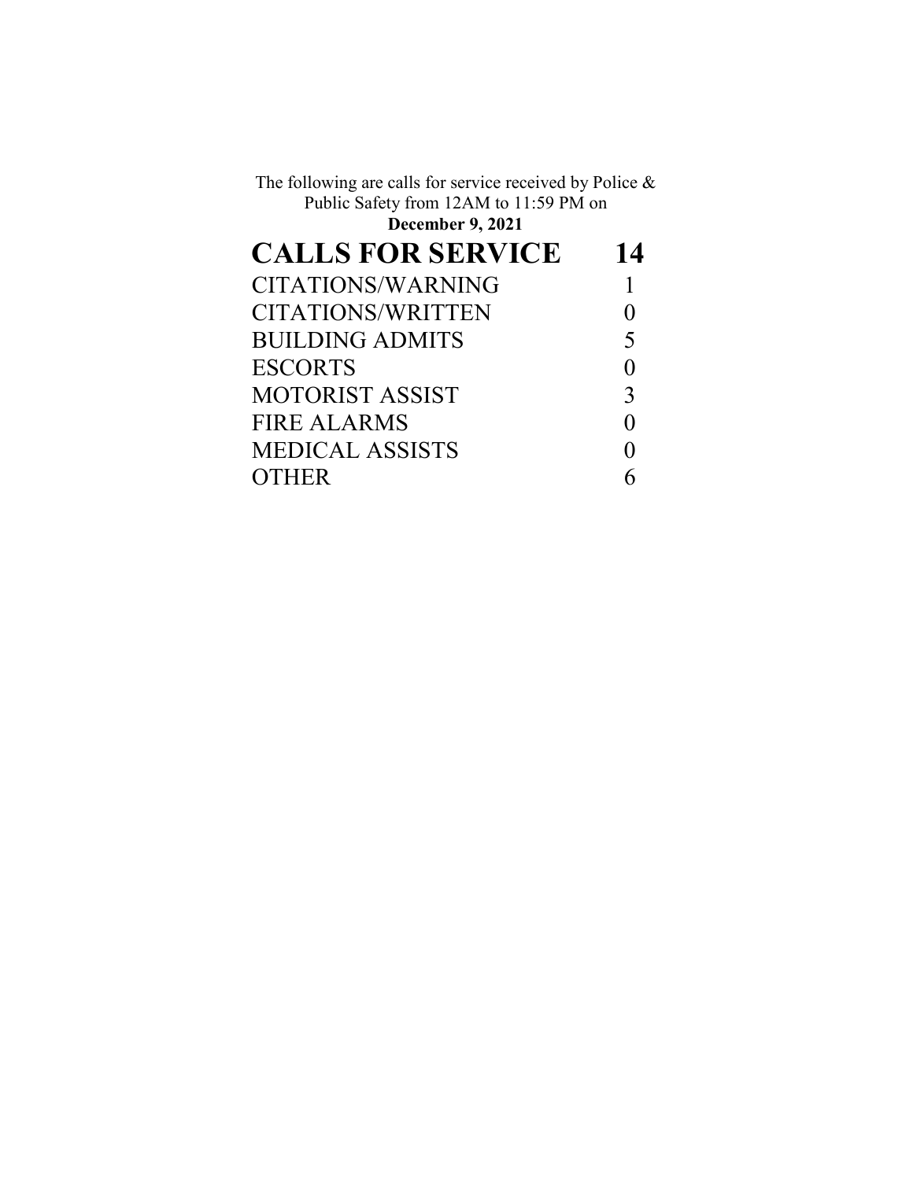The following are calls for service received by Police & Public Safety from 12AM to 11:59 PM on

**December 9, 2021**

| | |
|---|---|
| **CALLS FOR SERVICE** | **14** |
| CITATIONS/WARNING | 1 |
| CITATIONS/WRITTEN | 0 |
| BUILDING ADMITS | 5 |
| ESCORTS | 0 |
| MOTORIST ASSIST | 3 |
| FIRE ALARMS | 0 |
| MEDICAL ASSISTS | 0 |
| OTHER | 6 |